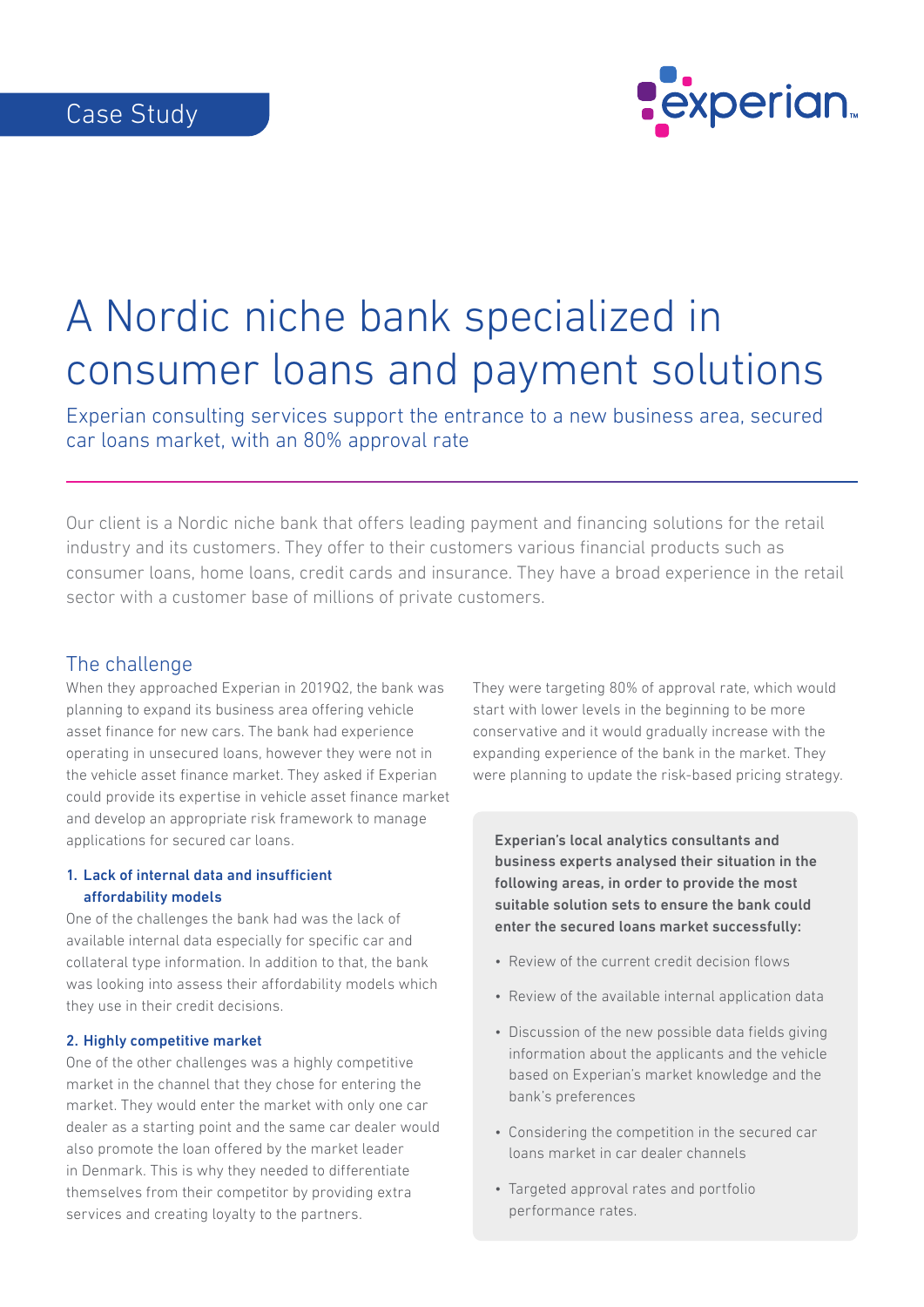Case Study

# A Nordic niche bank specialized in consumer loans and payment solutions

Experian consulting services support the entrance to a new business area, secured car loans market, with an 80% approval rate

Our client is a Nordic niche bank that offers leading payment and financing solutions for the retail industry and its customers. They offer to their customers various financial products such as consumer loans, home loans, credit cards and insurance. They have a broad experience in the retail sector with a customer base of millions of private customers.

## The challenge

When they approached Experian in 2019Q2, the bank was planning to expand its business area offering vehicle asset finance for new cars. The bank had experience operating in unsecured loans, however they were not in the vehicle asset finance market. They asked if Experian could provide its expertise in vehicle asset finance market and develop an appropriate risk framework to manage applications for secured car loans.

### 1. Lack of internal data and insufficient affordability models

One of the challenges the bank had was the lack of available internal data especially for specific car and collateral type information. In addition to that, the bank was looking into assess their affordability models which they use in their credit decisions.

### 2. Highly competitive market

One of the other challenges was a highly competitive market in the channel that they chose for entering the market. They would enter the market with only one car dealer as a starting point and the same car dealer would also promote the loan offered by the market leader in Denmark. This is why they needed to differentiate themselves from their competitor by providing extra services and creating loyalty to the partners.

They were targeting 80% of approval rate, which would start with lower levels in the beginning to be more conservative and it would gradually increase with the expanding experience of the bank in the market. They were planning to update the risk-based pricing strategy.

**Experian's local analytics consultants and business experts analysed their situation in the following areas, in order to provide the most suitable solution sets to ensure the bank could enter the secured loans market successfully:**

- Review of the current credit decision flows
- Review of the available internal application data
- Discussion of the new possible data fields giving information about the applicants and the vehicle based on Experian's market knowledge and the bank's preferences
- Considering the competition in the secured car loans market in car dealer channels
- Targeted approval rates and portfolio performance rates.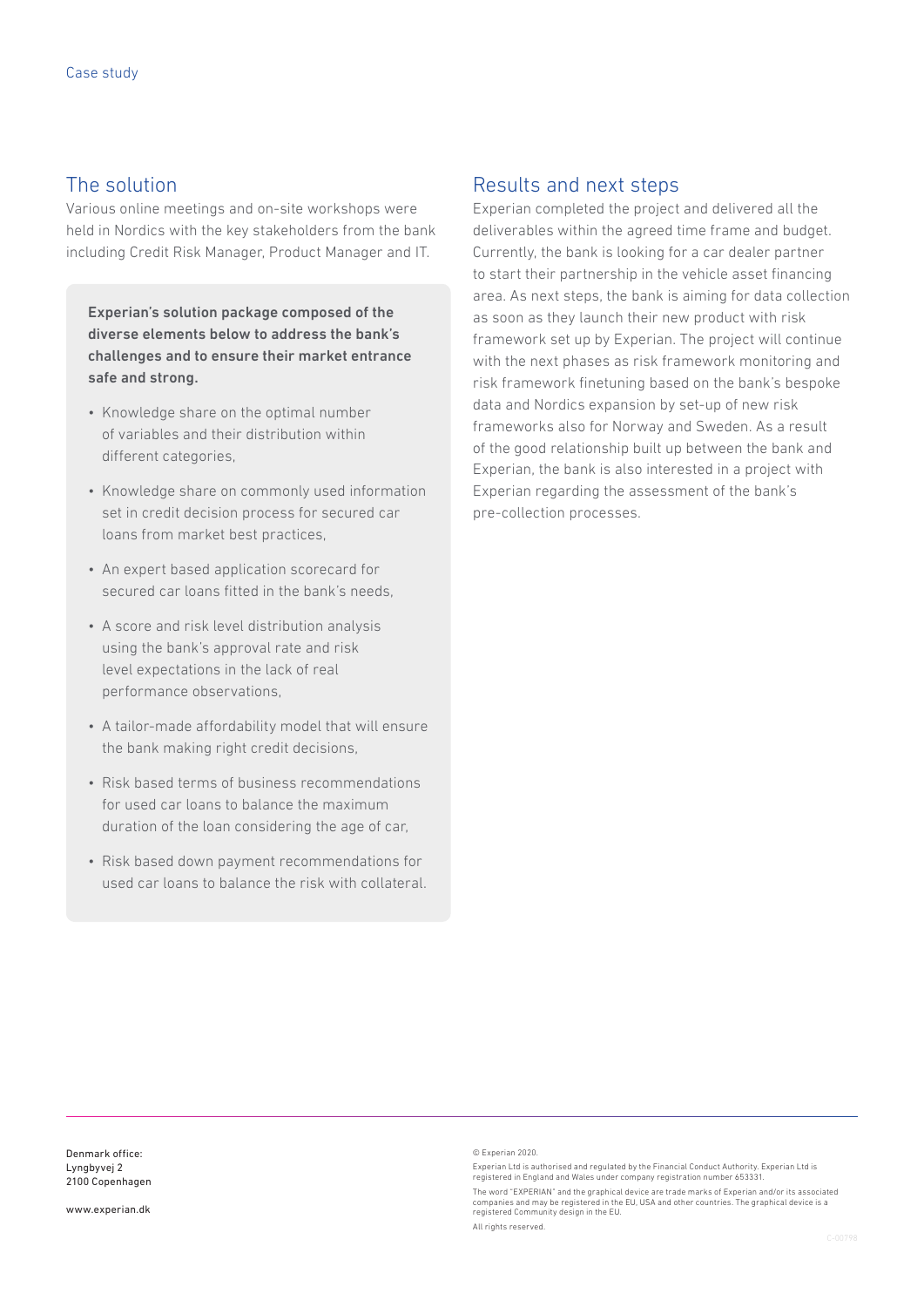## The solution

Various online meetings and on-site workshops were held in Nordics with the key stakeholders from the bank including Credit Risk Manager, Product Manager and IT.

**Experian's solution package composed of the diverse elements below to address the bank's challenges and to ensure their market entrance safe and strong.**

- Knowledge share on the optimal number of variables and their distribution within different categories,
- Knowledge share on commonly used information set in credit decision process for secured car loans from market best practices,
- An expert based application scorecard for secured car loans fitted in the bank's needs,
- A score and risk level distribution analysis using the bank's approval rate and risk level expectations in the lack of real performance observations,
- A tailor-made affordability model that will ensure the bank making right credit decisions,
- Risk based terms of business recommendations for used car loans to balance the maximum duration of the loan considering the age of car,
- Risk based down payment recommendations for used car loans to balance the risk with collateral.

## Results and next steps

Experian completed the project and delivered all the deliverables within the agreed time frame and budget. Currently, the bank is looking for a car dealer partner to start their partnership in the vehicle asset financing area. As next steps, the bank is aiming for data collection as soon as they launch their new product with risk framework set up by Experian. The project will continue with the next phases as risk framework monitoring and risk framework finetuning based on the bank's bespoke data and Nordics expansion by set-up of new risk frameworks also for Norway and Sweden. As a result of the good relationship built up between the bank and Experian, the bank is also interested in a project with Experian regarding the assessment of the bank's pre-collection processes.

Denmark office:
Lyngbyvej 2
2100 Copenhagen

www.experian.dk

© Experian 2020.

Experian Ltd is authorised and regulated by the Financial Conduct Authority. Experian Ltd is registered in England and Wales under company registration number 653331.

The word "EXPERIAN" and the graphical device are trade marks of Experian and/or its associated companies and may be registered in the EU, USA and other countries. The graphical device is a registered Community design in the EU.

All rights reserved.

C-00798